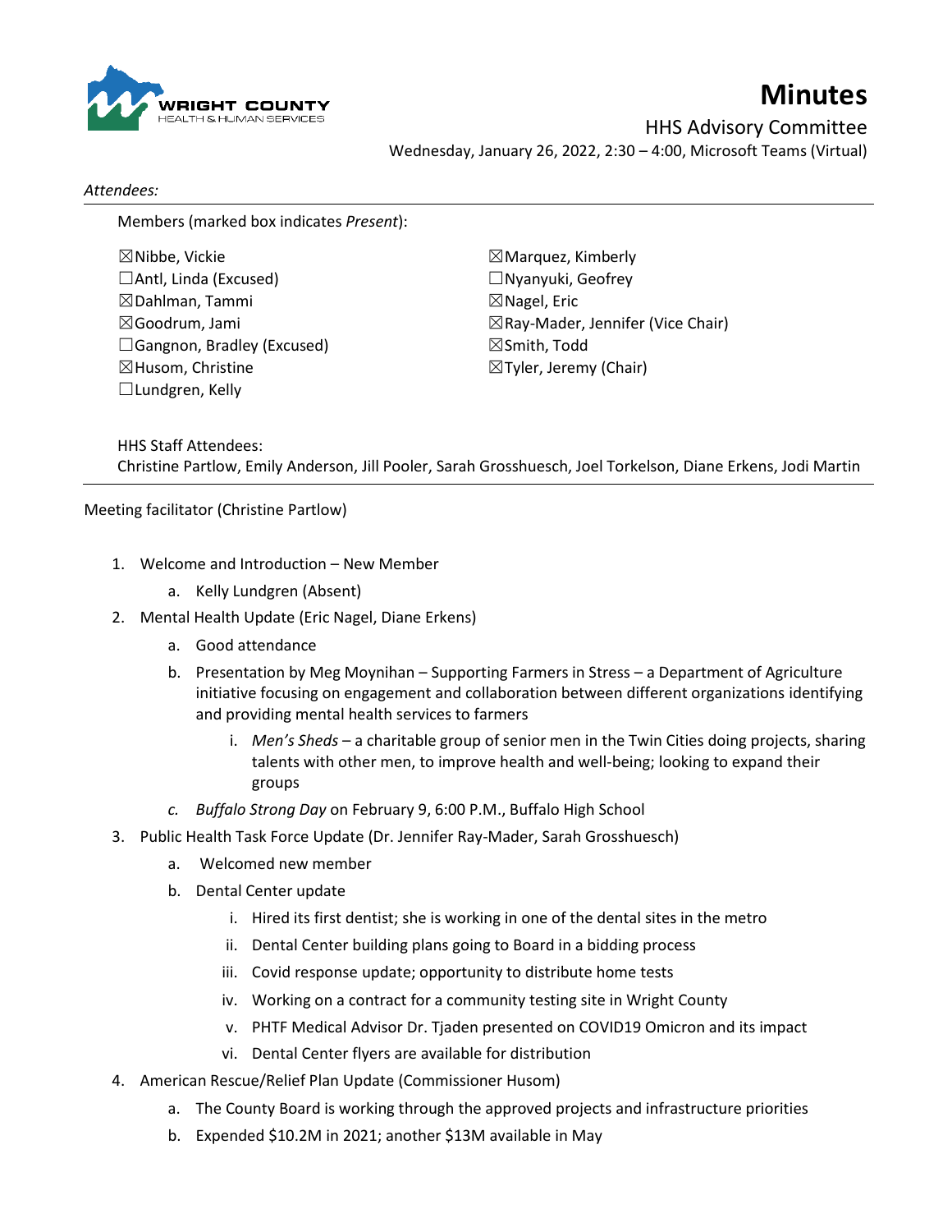# Minutes

HHS Advisory Committee

Wednesday, January 26, 2022, 2:30 – 4:00, Microsoft Teams (Virtual)

*Attendees:*

Members (marked box indicates *Present*):

☒Nibbe, Vickie
☐Antl, Linda (Excused)
☒Dahlman, Tammi
☒Goodrum, Jami
☐Gangnon, Bradley (Excused)
☒Husom, Christine
☐Lundgren, Kelly
☒Marquez, Kimberly
☐Nyanyuki, Geofrey
☒Nagel, Eric
☒Ray-Mader, Jennifer (Vice Chair)
☒Smith, Todd
☒Tyler, Jeremy (Chair)

HHS Staff Attendees:
Christine Partlow, Emily Anderson, Jill Pooler, Sarah Grosshuesch, Joel Torkelson, Diane Erkens, Jodi Martin

Meeting facilitator (Christine Partlow)

1. Welcome and Introduction – New Member
   a. Kelly Lundgren (Absent)
2. Mental Health Update (Eric Nagel, Diane Erkens)
   a. Good attendance
   b. Presentation by Meg Moynihan – Supporting Farmers in Stress – a Department of Agriculture initiative focusing on engagement and collaboration between different organizations identifying and providing mental health services to farmers
      i. *Men's Sheds* – a charitable group of senior men in the Twin Cities doing projects, sharing talents with other men, to improve health and well-being; looking to expand their groups
   c. *Buffalo Strong Day* on February 9, 6:00 P.M., Buffalo High School
3. Public Health Task Force Update (Dr. Jennifer Ray-Mader, Sarah Grosshuesch)
   a. Welcomed new member
   b. Dental Center update
      i. Hired its first dentist; she is working in one of the dental sites in the metro
      ii. Dental Center building plans going to Board in a bidding process
      iii. Covid response update; opportunity to distribute home tests
      iv. Working on a contract for a community testing site in Wright County
      v. PHTF Medical Advisor Dr. Tjaden presented on COVID19 Omicron and its impact
      vi. Dental Center flyers are available for distribution
4. American Rescue/Relief Plan Update (Commissioner Husom)
   a. The County Board is working through the approved projects and infrastructure priorities
   b. Expended $10.2M in 2021; another $13M available in May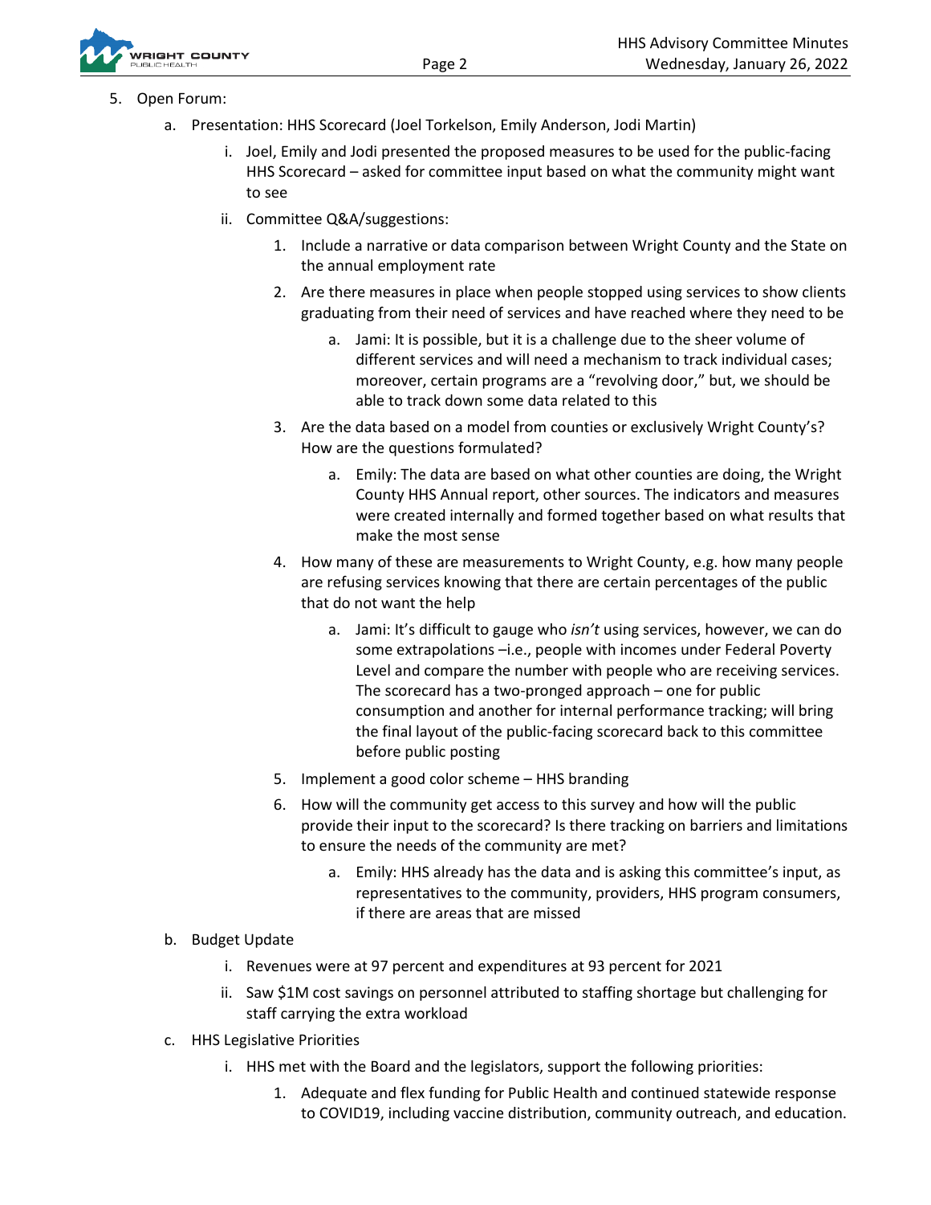5. Open Forum:
    a. Presentation: HHS Scorecard (Joel Torkelson, Emily Anderson, Jodi Martin)
        i. Joel, Emily and Jodi presented the proposed measures to be used for the public-facing HHS Scorecard – asked for committee input based on what the community might want to see
        ii. Committee Q&A/suggestions:
            1. Include a narrative or data comparison between Wright County and the State on the annual employment rate
            2. Are there measures in place when people stopped using services to show clients graduating from their need of services and have reached where they need to be
                a. Jami: It is possible, but it is a challenge due to the sheer volume of different services and will need a mechanism to track individual cases; moreover, certain programs are a "revolving door," but, we should be able to track down some data related to this
            3. Are the data based on a model from counties or exclusively Wright County's? How are the questions formulated?
                a. Emily: The data are based on what other counties are doing, the Wright County HHS Annual report, other sources. The indicators and measures were created internally and formed together based on what results that make the most sense
            4. How many of these are measurements to Wright County, e.g. how many people are refusing services knowing that there are certain percentages of the public that do not want the help
                a. Jami: It's difficult to gauge who *isn't* using services, however, we can do some extrapolations –i.e., people with incomes under Federal Poverty Level and compare the number with people who are receiving services. The scorecard has a two-pronged approach – one for public consumption and another for internal performance tracking; will bring the final layout of the public-facing scorecard back to this committee before public posting
            5. Implement a good color scheme – HHS branding
            6. How will the community get access to this survey and how will the public provide their input to the scorecard? Is there tracking on barriers and limitations to ensure the needs of the community are met?
                a. Emily: HHS already has the data and is asking this committee's input, as representatives to the community, providers, HHS program consumers, if there are areas that are missed
    b. Budget Update
        i. Revenues were at 97 percent and expenditures at 93 percent for 2021
        ii. Saw $1M cost savings on personnel attributed to staffing shortage but challenging for staff carrying the extra workload
    c. HHS Legislative Priorities
        i. HHS met with the Board and the legislators, support the following priorities:
            1. Adequate and flex funding for Public Health and continued statewide response to COVID19, including vaccine distribution, community outreach, and education.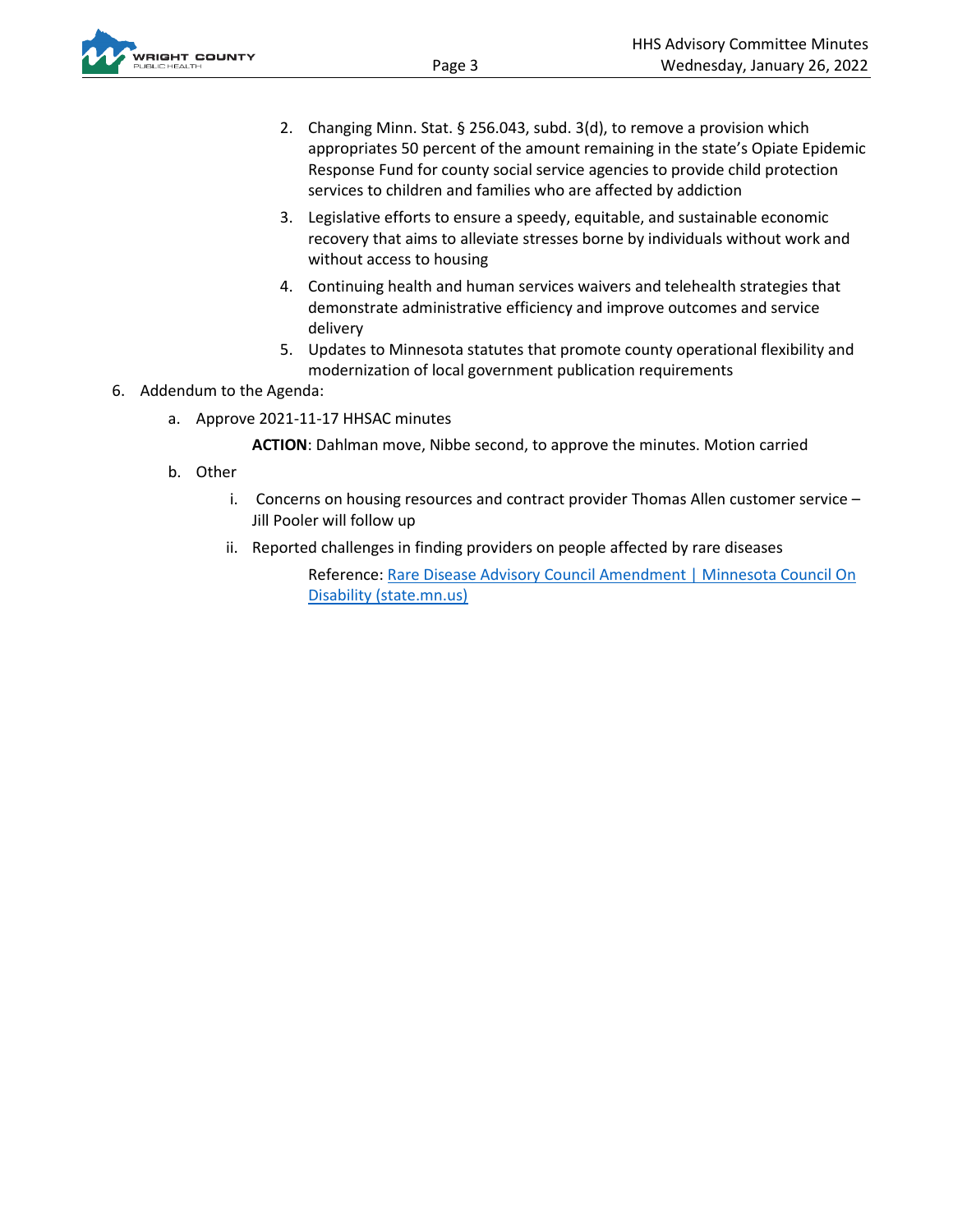2. Changing Minn. Stat. § 256.043, subd. 3(d), to remove a provision which appropriates 50 percent of the amount remaining in the state's Opiate Epidemic Response Fund for county social service agencies to provide child protection services to children and families who are affected by addiction
3. Legislative efforts to ensure a speedy, equitable, and sustainable economic recovery that aims to alleviate stresses borne by individuals without work and without access to housing
4. Continuing health and human services waivers and telehealth strategies that demonstrate administrative efficiency and improve outcomes and service delivery
5. Updates to Minnesota statutes that promote county operational flexibility and modernization of local government publication requirements

6. Addendum to the Agenda:
   a. Approve 2021-11-17 HHSAC minutes

      **ACTION**: Dahlman move, Nibbe second, to approve the minutes. Motion carried

   b. Other
      i. Concerns on housing resources and contract provider Thomas Allen customer service – Jill Pooler will follow up
      ii. Reported challenges in finding providers on people affected by rare diseases

         Reference: [Rare Disease Advisory Council Amendment | Minnesota Council On Disability (state.mn.us)]()